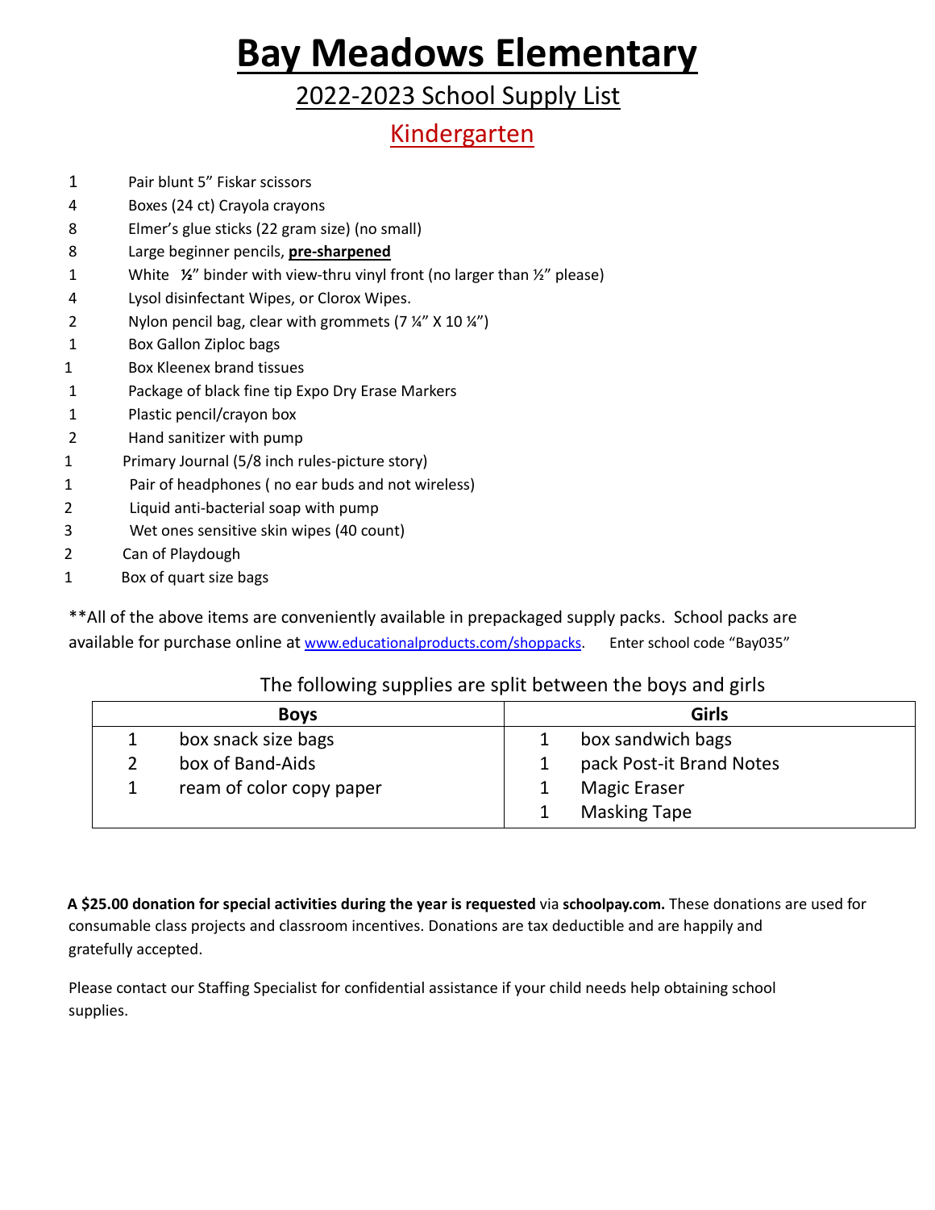# Bay Meadows Elementary

## 2022-2023 School Supply List

## Kindergarten

| Qty | Item |
|---|---|
| 1 | Pair blunt 5” Fiskar scissors |
| 4 | Boxes (24 ct) Crayola crayons |
| 8 | Elmer’s glue sticks (22 gram size) (no small) |
| 8 | Large beginner pencils, **pre-sharpened** |
| 1 | White **½**” binder with view-thru vinyl front (no larger than ½” please) |
| 4 | Lysol disinfectant Wipes, or Clorox Wipes. |
| 2 | Nylon pencil bag, clear with grommets (7 ¼” X 10 ¼”) |
| 1 | Box Gallon Ziploc bags |
| 1 | Box Kleenex brand tissues |
| 1 | Package of black fine tip Expo Dry Erase Markers |
| 1 | Plastic pencil/crayon box |
| 2 | Hand sanitizer with pump |
| 1 | Primary Journal (5/8 inch rules-picture story) |
| 1 | Pair of headphones ( no ear buds and not wireless) |
| 2 | Liquid anti-bacterial soap with pump |
| 3 | Wet ones sensitive skin wipes (40 count) |
| 2 | Can of Playdough |
| 1 | Box of quart size bags |

**All of the above items are conveniently available in prepackaged supply packs. School packs are available for purchase online at www.educationalproducts.com/shoppacks. Enter school code “Bay035”

The following supplies are split between the boys and girls

| Boys | | Girls | |
|---|---|---|---|
| 1 | box snack size bags | 1 | box sandwich bags |
| 2 | box of Band-Aids | 1 | pack Post-it Brand Notes |
| 1 | ream of color copy paper | 1 | Magic Eraser |
| | | 1 | Masking Tape |

**A $25.00 donation for special activities during the year is requested** via **schoolpay.com.** These donations are used for consumable class projects and classroom incentives. Donations are tax deductible and are happily and gratefully accepted.

Please contact our Staffing Specialist for confidential assistance if your child needs help obtaining school supplies.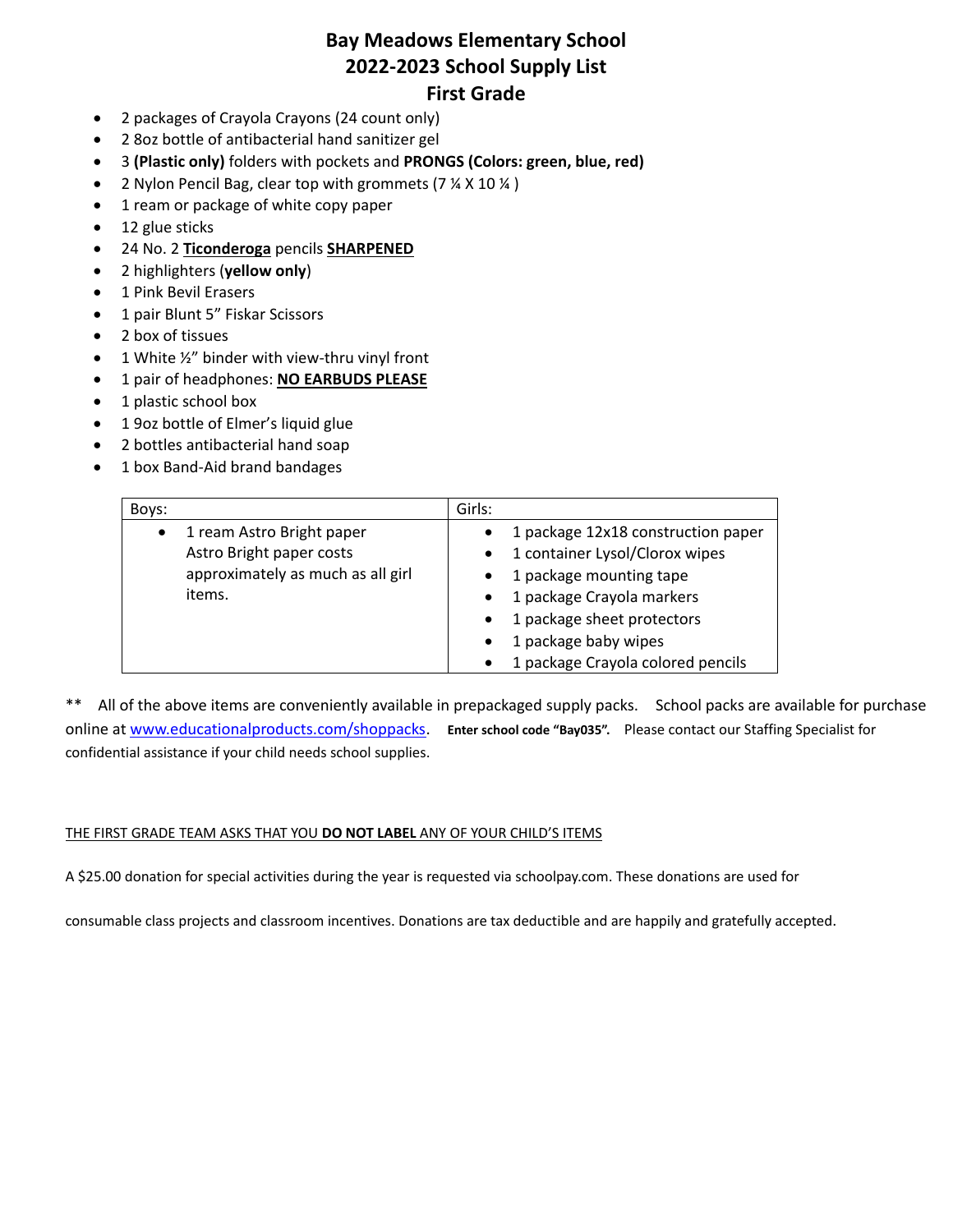# Bay Meadows Elementary School
# 2022-2023 School Supply List
# First Grade

- 2 packages of Crayola Crayons (24 count only)
- 2 8oz bottle of antibacterial hand sanitizer gel
- 3 **(Plastic only)** folders with pockets and **PRONGS (Colors: green, blue, red)**
- 2 Nylon Pencil Bag, clear top with grommets (7 ¼ X 10 ¼ )
- 1 ream or package of white copy paper
- 12 glue sticks
- 24 No. 2 **Ticonderoga** pencils **SHARPENED**
- 2 highlighters (**yellow only**)
- 1 Pink Bevil Erasers
- 1 pair Blunt 5" Fiskar Scissors
- 2 box of tissues
- 1 White ½" binder with view-thru vinyl front
- 1 pair of headphones: **NO EARBUDS PLEASE**
- 1 plastic school box
- 1 9oz bottle of Elmer's liquid glue
- 2 bottles antibacterial hand soap
- 1 box Band-Aid brand bandages

| Boys: | Girls: |
|---|---|
| • 1 ream Astro Bright paper Astro Bright paper costs approximately as much as all girl items. | • 1 package 12x18 construction paper<br>• 1 container Lysol/Clorox wipes<br>• 1 package mounting tape<br>• 1 package Crayola markers<br>• 1 package sheet protectors<br>• 1 package baby wipes<br>• 1 package Crayola colored pencils |

** All of the above items are conveniently available in prepackaged supply packs. School packs are available for purchase online at www.educationalproducts.com/shoppacks. **Enter school code "Bay035".** Please contact our Staffing Specialist for confidential assistance if your child needs school supplies.

THE FIRST GRADE TEAM ASKS THAT YOU **DO NOT LABEL** ANY OF YOUR CHILD'S ITEMS

A $25.00 donation for special activities during the year is requested via schoolpay.com. These donations are used for consumable class projects and classroom incentives. Donations are tax deductible and are happily and gratefully accepted.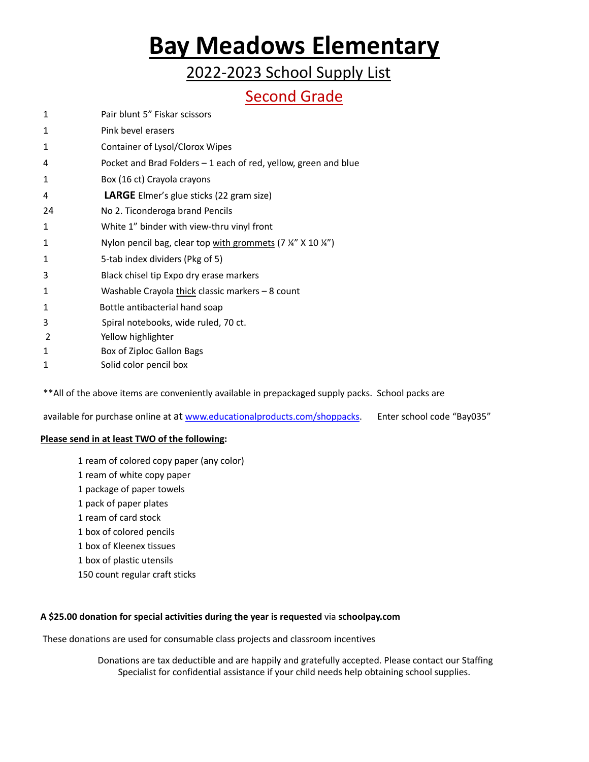# Bay Meadows Elementary

## 2022-2023 School Supply List

## Second Grade

| Qty | Item |
|---|---|
| 1 | Pair blunt 5" Fiskar scissors |
| 1 | Pink bevel erasers |
| 1 | Container of Lysol/Clorox Wipes |
| 4 | Pocket and Brad Folders – 1 each of red, yellow, green and blue |
| 1 | Box (16 ct) Crayola crayons |
| 4 | **LARGE** Elmer's glue sticks (22 gram size) |
| 24 | No 2. Ticonderoga brand Pencils |
| 1 | White 1" binder with view-thru vinyl front |
| 1 | Nylon pencil bag, clear top with grommets (7 ¼" X 10 ¼") |
| 1 | 5-tab index dividers (Pkg of 5) |
| 3 | Black chisel tip Expo dry erase markers |
| 1 | Washable Crayola thick classic markers – 8 count |
| 1 | Bottle antibacterial hand soap |
| 3 | Spiral notebooks, wide ruled, 70 ct. |
| 2 | Yellow highlighter |
| 1 | Box of Ziploc Gallon Bags |
| 1 | Solid color pencil box |

**All of the above items are conveniently available in prepackaged supply packs. School packs are available for purchase online at at www.educationalproducts.com/shoppacks. Enter school code "Bay035"

**Please send in at least TWO of the following:**

- 1 ream of colored copy paper (any color)
- 1 ream of white copy paper
- 1 package of paper towels
- 1 pack of paper plates
- 1 ream of card stock
- 1 box of colored pencils
- 1 box of Kleenex tissues
- 1 box of plastic utensils
- 150 count regular craft sticks

**A $25.00 donation for special activities during the year is requested** via **schoolpay.com**

These donations are used for consumable class projects and classroom incentives

Donations are tax deductible and are happily and gratefully accepted. Please contact our Staffing Specialist for confidential assistance if your child needs help obtaining school supplies.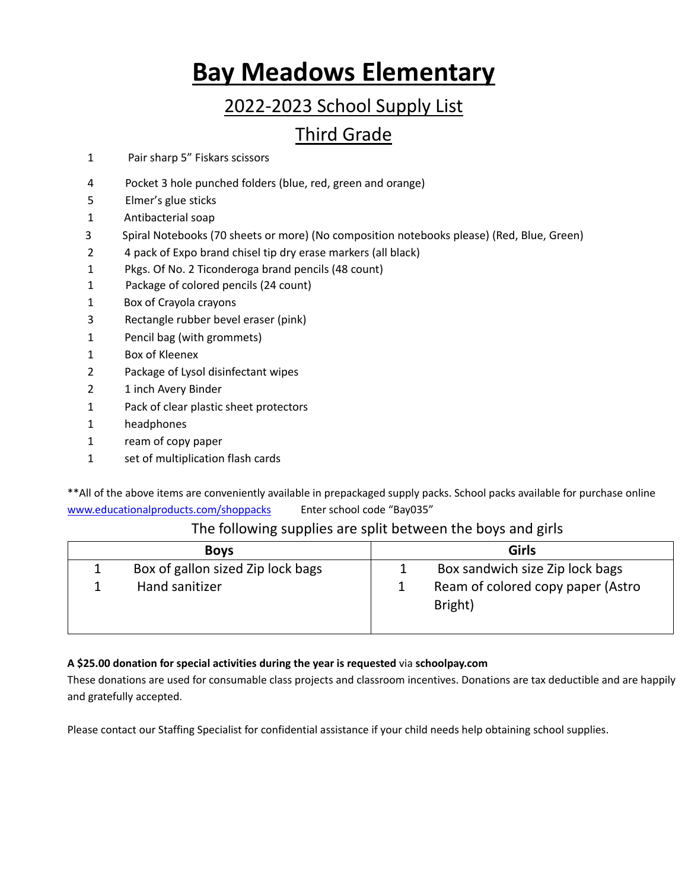# Bay Meadows Elementary

## 2022-2023 School Supply List

## Third Grade

- 1 Pair sharp 5" Fiskars scissors
- 4 Pocket 3 hole punched folders (blue, red, green and orange)
- 5 Elmer's glue sticks
- 1 Antibacterial soap
- 3 Spiral Notebooks (70 sheets or more) (No composition notebooks please) (Red, Blue, Green)
- 2 4 pack of Expo brand chisel tip dry erase markers (all black)
- 1 Pkgs. Of No. 2 Ticonderoga brand pencils (48 count)
- 1 Package of colored pencils (24 count)
- 1 Box of Crayola crayons
- 3 Rectangle rubber bevel eraser (pink)
- 1 Pencil bag (with grommets)
- 1 Box of Kleenex
- 2 Package of Lysol disinfectant wipes
- 2 1 inch Avery Binder
- 1 Pack of clear plastic sheet protectors
- 1 headphones
- 1 ream of copy paper
- 1 set of multiplication flash cards

**All of the above items are conveniently available in prepackaged supply packs. School packs available for purchase online www.educationalproducts.com/shoppacks Enter school code "Bay035"

The following supplies are split between the boys and girls

| Boys | Girls |
|---|---|
| 1 Box of gallon sized Zip lock bags | 1 Box sandwich size Zip lock bags |
| 1 Hand sanitizer | 1 Ream of colored copy paper (Astro Bright) |

**A $25.00 donation for special activities during the year is requested** via **schoolpay.com**
These donations are used for consumable class projects and classroom incentives. Donations are tax deductible and are happily and gratefully accepted.

Please contact our Staffing Specialist for confidential assistance if your child needs help obtaining school supplies.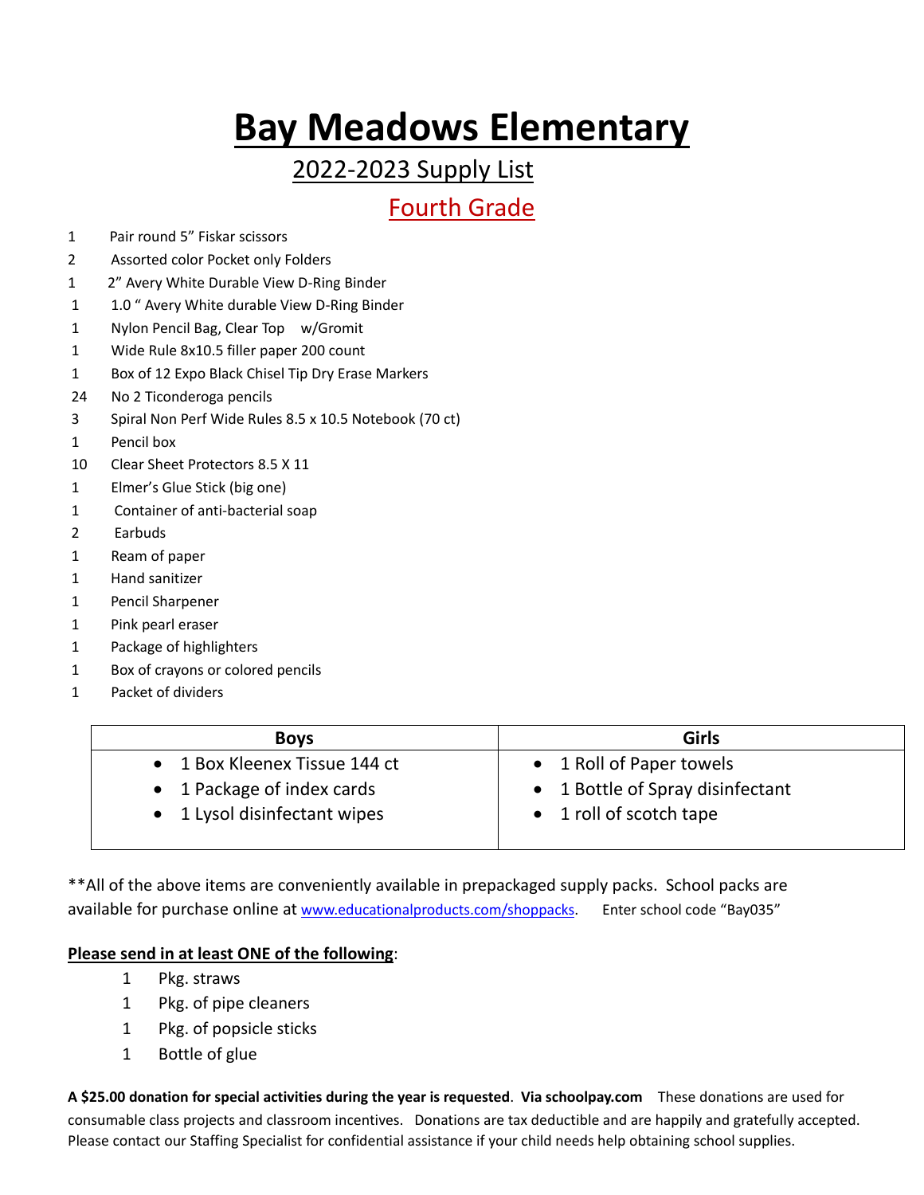# Bay Meadows Elementary

## 2022-2023 Supply List

## Fourth Grade

1 Pair round 5" Fiskar scissors
2 Assorted color Pocket only Folders
1 2" Avery White Durable View D-Ring Binder
1 1.0 " Avery White durable View D-Ring Binder
1 Nylon Pencil Bag, Clear Top w/Gromit
1 Wide Rule 8x10.5 filler paper 200 count
1 Box of 12 Expo Black Chisel Tip Dry Erase Markers
24 No 2 Ticonderoga pencils
3 Spiral Non Perf Wide Rules 8.5 x 10.5 Notebook (70 ct)
1 Pencil box
10 Clear Sheet Protectors 8.5 X 11
1 Elmer's Glue Stick (big one)
1 Container of anti-bacterial soap
2 Earbuds
1 Ream of paper
1 Hand sanitizer
1 Pencil Sharpener
1 Pink pearl eraser
1 Package of highlighters
1 Box of crayons or colored pencils
1 Packet of dividers

| Boys | Girls |
|---|---|
| • 1 Box Kleenex Tissue 144 ct<br>• 1 Package of index cards<br>• 1 Lysol disinfectant wipes | • 1 Roll of Paper towels<br>• 1 Bottle of Spray disinfectant<br>• 1 roll of scotch tape |

**All of the above items are conveniently available in prepackaged supply packs. School packs are available for purchase online at www.educationalproducts.com/shoppacks. Enter school code "Bay035"

**<u>Please send in at least ONE of the following</u>**:

1 Pkg. straws
1 Pkg. of pipe cleaners
1 Pkg. of popsicle sticks
1 Bottle of glue

**A $25.00 donation for special activities during the year is requested**. **Via schoolpay.com** These donations are used for consumable class projects and classroom incentives. Donations are tax deductible and are happily and gratefully accepted. Please contact our Staffing Specialist for confidential assistance if your child needs help obtaining school supplies.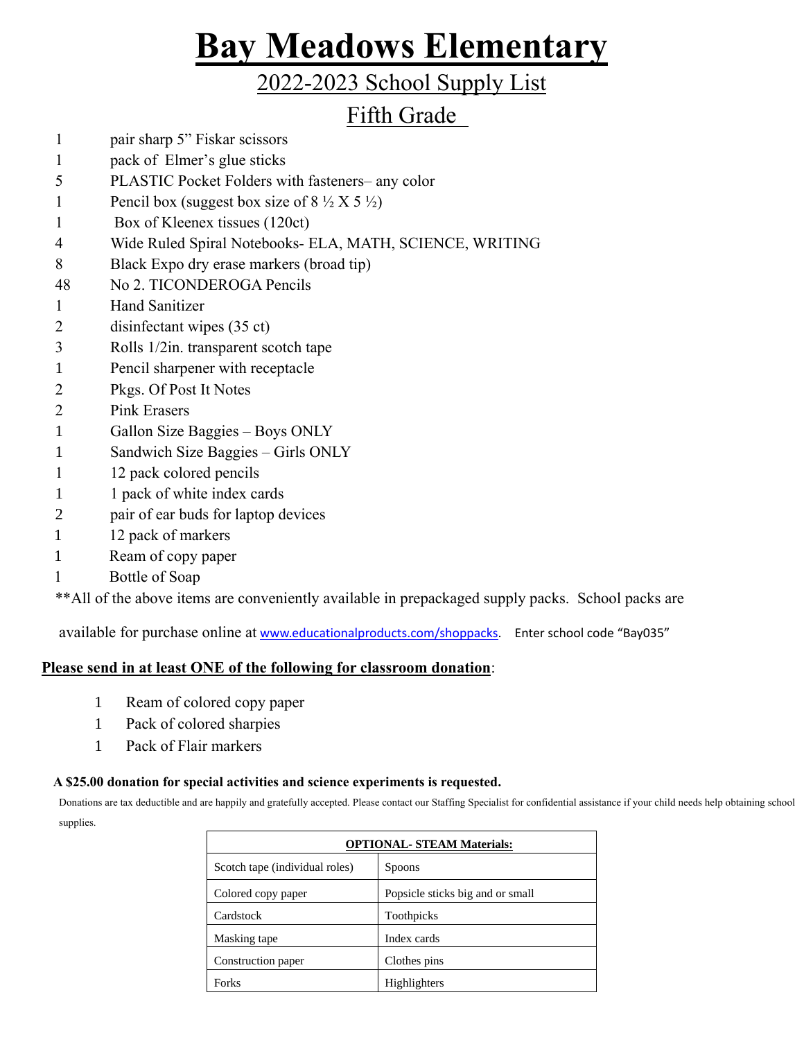# **Bay Meadows Elementary**

## 2022-2023 School Supply List

## Fifth Grade

| | |
|---|---|
| 1 | pair sharp 5" Fiskar scissors |
| 1 | pack of Elmer's glue sticks |
| 5 | PLASTIC Pocket Folders with fasteners– any color |
| 1 | Pencil box (suggest box size of 8 ½ X 5 ½) |
| 1 | Box of Kleenex tissues (120ct) |
| 4 | Wide Ruled Spiral Notebooks- ELA, MATH, SCIENCE, WRITING |
| 8 | Black Expo dry erase markers (broad tip) |
| 48 | No 2. TICONDEROGA Pencils |
| 1 | Hand Sanitizer |
| 2 | disinfectant wipes (35 ct) |
| 3 | Rolls 1/2in. transparent scotch tape |
| 1 | Pencil sharpener with receptacle |
| 2 | Pkgs. Of Post It Notes |
| 2 | Pink Erasers |
| 1 | Gallon Size Baggies – Boys ONLY |
| 1 | Sandwich Size Baggies – Girls ONLY |
| 1 | 12 pack colored pencils |
| 1 | 1 pack of white index cards |
| 2 | pair of ear buds for laptop devices |
| 1 | 12 pack of markers |
| 1 | Ream of copy paper |
| 1 | Bottle of Soap |

**All of the above items are conveniently available in prepackaged supply packs. School packs are available for purchase online at www.educationalproducts.com/shoppacks. Enter school code "Bay035"

**Please send in at least ONE of the following for classroom donation**:

1 Ream of colored copy paper
1 Pack of colored sharpies
1 Pack of Flair markers

**A $25.00 donation for special activities and science experiments is requested.**

Donations are tax deductible and are happily and gratefully accepted. Please contact our Staffing Specialist for confidential assistance if your child needs help obtaining school supplies.

| **OPTIONAL- STEAM Materials:** | |
|---|---|
| Scotch tape (individual roles) | Spoons |
| Colored copy paper | Popsicle sticks big and or small |
| Cardstock | Toothpicks |
| Masking tape | Index cards |
| Construction paper | Clothes pins |
| Forks | Highlighters |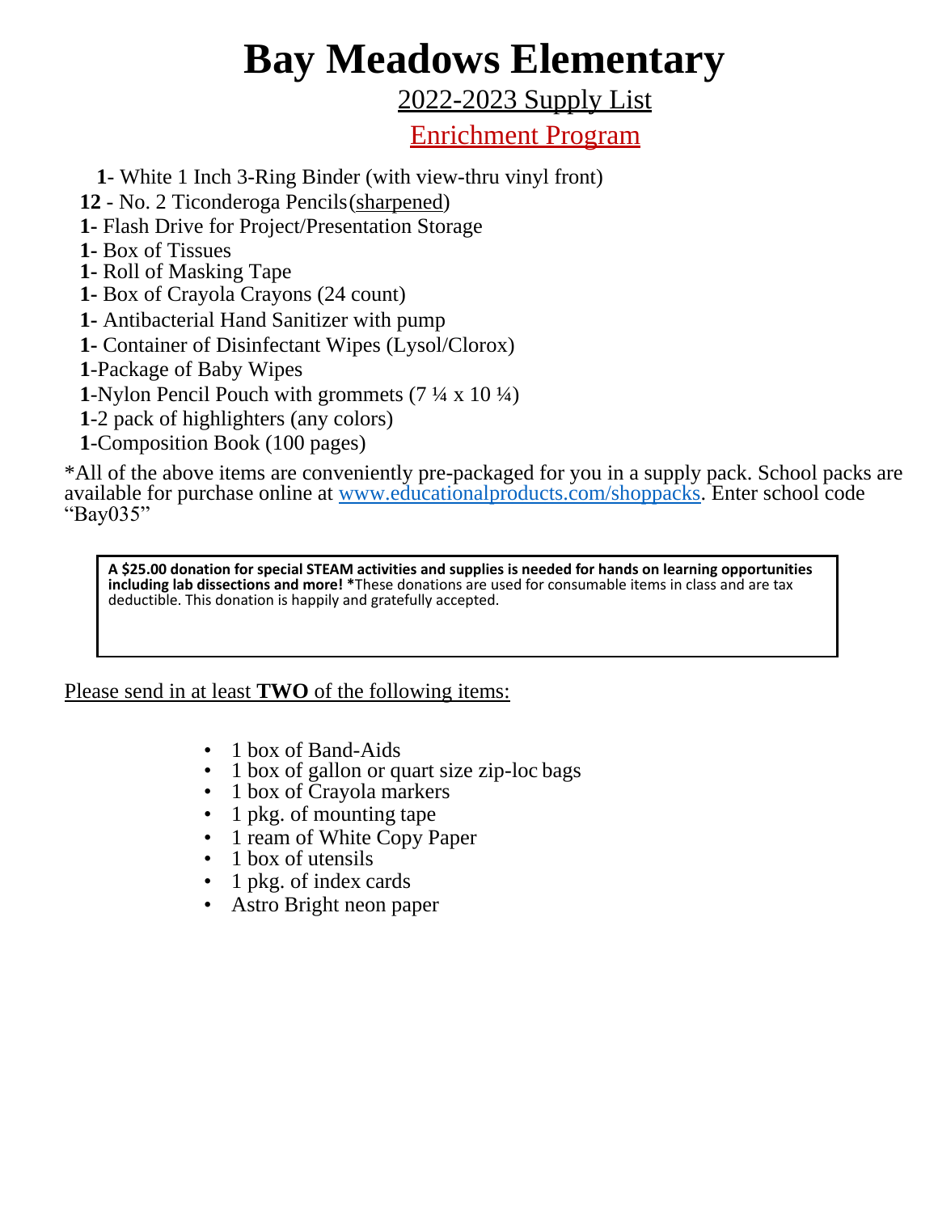# Bay Meadows Elementary

## 2022-2023 Supply List

## Enrichment Program

**1**- White 1 Inch 3-Ring Binder (with view-thru vinyl front)
**12** - No. 2 Ticonderoga Pencils (sharpened)
**1**- Flash Drive for Project/Presentation Storage
**1**- Box of Tissues
**1**- Roll of Masking Tape
**1**- Box of Crayola Crayons (24 count)
**1**- Antibacterial Hand Sanitizer with pump
**1**- Container of Disinfectant Wipes (Lysol/Clorox)
**1**-Package of Baby Wipes
**1**-Nylon Pencil Pouch with grommets (7 ¼ x 10 ¼)
**1**-2 pack of highlighters (any colors)
**1**-Composition Book (100 pages)

*All of the above items are conveniently pre-packaged for you in a supply pack. School packs are available for purchase online at www.educationalproducts.com/shoppacks. Enter school code "Bay035"

**A $25.00 donation for special STEAM activities and supplies is needed for hands on learning opportunities including lab dissections and more! ***These donations are used for consumable items in class and are tax deductible. This donation is happily and gratefully accepted.

Please send in at least **TWO** of the following items:

- 1 box of Band-Aids
- 1 box of gallon or quart size zip-loc bags
- 1 box of Crayola markers
- 1 pkg. of mounting tape
- 1 ream of White Copy Paper
- 1 box of utensils
- 1 pkg. of index cards
- Astro Bright neon paper